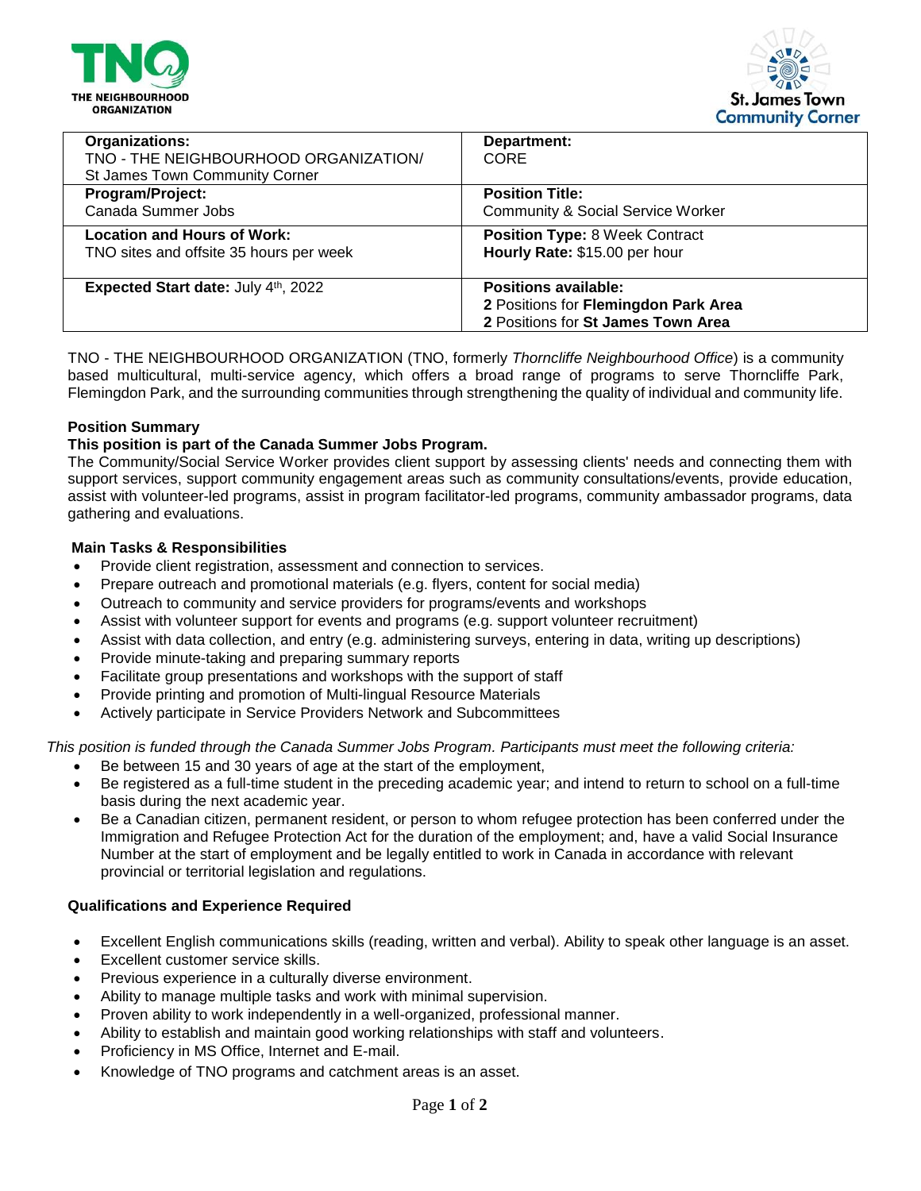THE NEIGHBOURHOOD ORGANIZATION

St. James Town Community Corner

| **Organizations:** TNO - THE NEIGHBOURHOOD ORGANIZATION/ St James Town Community Corner | **Department:** CORE |
|---|---|
| **Program/Project:** Canada Summer Jobs | **Position Title:** Community & Social Service Worker |
| **Location and Hours of Work:** TNO sites and offsite 35 hours per week | **Position Type:** 8 Week Contract **Hourly Rate:** $15.00 per hour |
| **Expected Start date:** July 4th, 2022 | **Positions available:** 2 Positions for **Flemingdon Park Area** 2 Positions for **St James Town Area** |

TNO - THE NEIGHBOURHOOD ORGANIZATION (TNO, formerly *Thorncliffe Neighbourhood Office*) is a community based multicultural, multi-service agency, which offers a broad range of programs to serve Thorncliffe Park, Flemingdon Park, and the surrounding communities through strengthening the quality of individual and community life.

**Position Summary**

**This position is part of the Canada Summer Jobs Program.**

The Community/Social Service Worker provides client support by assessing clients' needs and connecting them with support services, support community engagement areas such as community consultations/events, provide education, assist with volunteer-led programs, assist in program facilitator-led programs, community ambassador programs, data gathering and evaluations.

**Main Tasks & Responsibilities**

- Provide client registration, assessment and connection to services.
- Prepare outreach and promotional materials (e.g. flyers, content for social media)
- Outreach to community and service providers for programs/events and workshops
- Assist with volunteer support for events and programs (e.g. support volunteer recruitment)
- Assist with data collection, and entry (e.g. administering surveys, entering in data, writing up descriptions)
- Provide minute-taking and preparing summary reports
- Facilitate group presentations and workshops with the support of staff
- Provide printing and promotion of Multi-lingual Resource Materials
- Actively participate in Service Providers Network and Subcommittees

*This position is funded through the Canada Summer Jobs Program. Participants must meet the following criteria:*

- Be between 15 and 30 years of age at the start of the employment,
- Be registered as a full-time student in the preceding academic year; and intend to return to school on a full-time basis during the next academic year.
- Be a Canadian citizen, permanent resident, or person to whom refugee protection has been conferred under the Immigration and Refugee Protection Act for the duration of the employment; and, have a valid Social Insurance Number at the start of employment and be legally entitled to work in Canada in accordance with relevant provincial or territorial legislation and regulations.

**Qualifications and Experience Required**

- Excellent English communications skills (reading, written and verbal). Ability to speak other language is an asset.
- Excellent customer service skills.
- Previous experience in a culturally diverse environment.
- Ability to manage multiple tasks and work with minimal supervision.
- Proven ability to work independently in a well-organized, professional manner.
- Ability to establish and maintain good working relationships with staff and volunteers.
- Proficiency in MS Office, Internet and E-mail.
- Knowledge of TNO programs and catchment areas is an asset.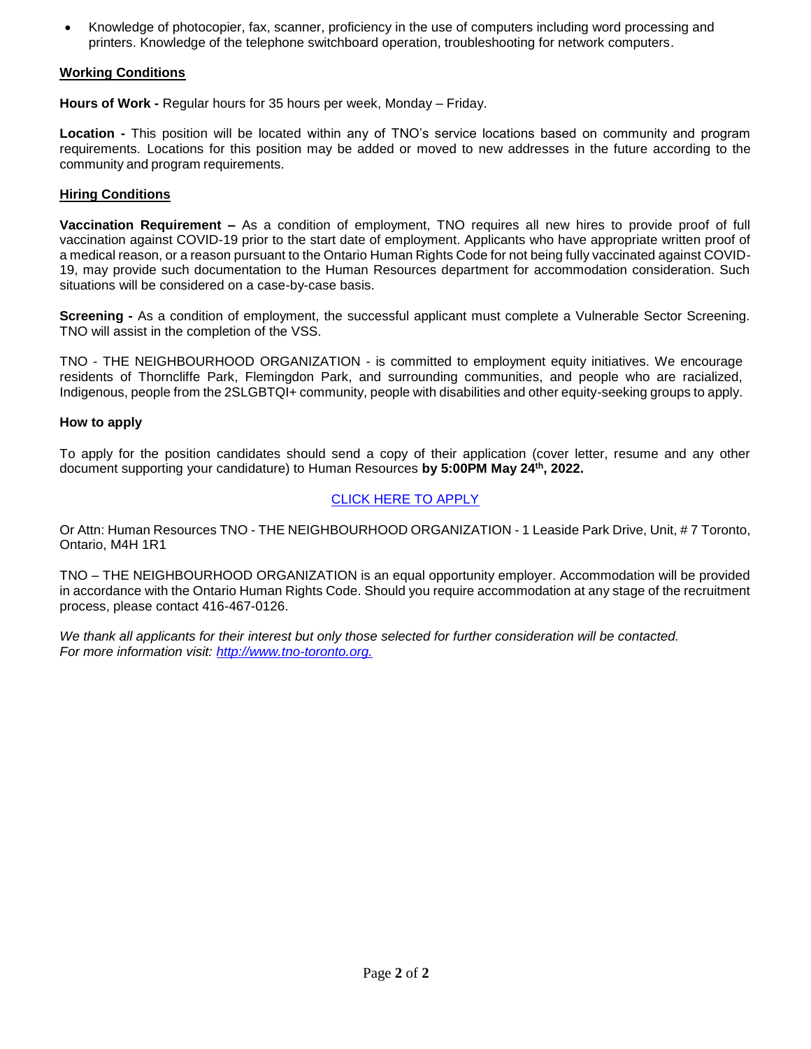- Knowledge of photocopier, fax, scanner, proficiency in the use of computers including word processing and printers. Knowledge of the telephone switchboard operation, troubleshooting for network computers.

## Working Conditions

**Hours of Work -** Regular hours for 35 hours per week, Monday – Friday.

**Location -** This position will be located within any of TNO's service locations based on community and program requirements. Locations for this position may be added or moved to new addresses in the future according to the community and program requirements.

## Hiring Conditions

**Vaccination Requirement –** As a condition of employment, TNO requires all new hires to provide proof of full vaccination against COVID-19 prior to the start date of employment. Applicants who have appropriate written proof of a medical reason, or a reason pursuant to the Ontario Human Rights Code for not being fully vaccinated against COVID-19, may provide such documentation to the Human Resources department for accommodation consideration. Such situations will be considered on a case-by-case basis.

**Screening -** As a condition of employment, the successful applicant must complete a Vulnerable Sector Screening. TNO will assist in the completion of the VSS.

TNO - THE NEIGHBOURHOOD ORGANIZATION - is committed to employment equity initiatives. We encourage residents of Thorncliffe Park, Flemingdon Park, and surrounding communities, and people who are racialized, Indigenous, people from the 2SLGBTQI+ community, people with disabilities and other equity-seeking groups to apply.

**How to apply**

To apply for the position candidates should send a copy of their application (cover letter, resume and any other document supporting your candidature) to Human Resources **by 5:00PM May 24th, 2022.**

CLICK HERE TO APPLY

Or Attn: Human Resources TNO - THE NEIGHBOURHOOD ORGANIZATION - 1 Leaside Park Drive, Unit, # 7 Toronto, Ontario, M4H 1R1

TNO – THE NEIGHBOURHOOD ORGANIZATION is an equal opportunity employer. Accommodation will be provided in accordance with the Ontario Human Rights Code. Should you require accommodation at any stage of the recruitment process, please contact 416-467-0126.

*We thank all applicants for their interest but only those selected for further consideration will be contacted.*
*For more information visit: http://www.tno-toronto.org.*